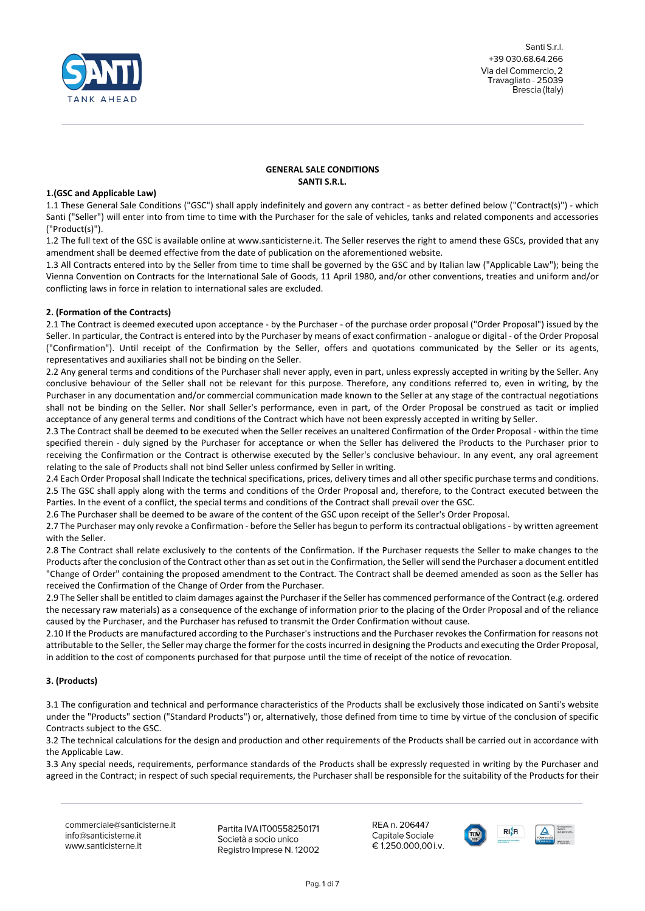# GENERAL SALE CONDITIONS
# SANTI S.R.L.

**1.(GSC and Applicable Law)**

1.1 These General Sale Conditions ("GSC") shall apply indefinitely and govern any contract - as better defined below ("Contract(s)") - which Santi ("Seller") will enter into from time to time with the Purchaser for the sale of vehicles, tanks and related components and accessories ("Product(s)").

1.2 The full text of the GSC is available online at www.santicisterne.it. The Seller reserves the right to amend these GSCs, provided that any amendment shall be deemed effective from the date of publication on the aforementioned website.

1.3 All Contracts entered into by the Seller from time to time shall be governed by the GSC and by Italian law ("Applicable Law"); being the Vienna Convention on Contracts for the International Sale of Goods, 11 April 1980, and/or other conventions, treaties and uniform and/or conflicting laws in force in relation to international sales are excluded.

**2. (Formation of the Contracts)**

2.1 The Contract is deemed executed upon acceptance - by the Purchaser - of the purchase order proposal ("Order Proposal") issued by the Seller. In particular, the Contract is entered into by the Purchaser by means of exact confirmation - analogue or digital - of the Order Proposal ("Confirmation"). Until receipt of the Confirmation by the Seller, offers and quotations communicated by the Seller or its agents, representatives and auxiliaries shall not be binding on the Seller.

2.2 Any general terms and conditions of the Purchaser shall never apply, even in part, unless expressly accepted in writing by the Seller. Any conclusive behaviour of the Seller shall not be relevant for this purpose. Therefore, any conditions referred to, even in writing, by the Purchaser in any documentation and/or commercial communication made known to the Seller at any stage of the contractual negotiations shall not be binding on the Seller. Nor shall Seller's performance, even in part, of the Order Proposal be construed as tacit or implied acceptance of any general terms and conditions of the Contract which have not been expressly accepted in writing by Seller.

2.3 The Contract shall be deemed to be executed when the Seller receives an unaltered Confirmation of the Order Proposal - within the time specified therein - duly signed by the Purchaser for acceptance or when the Seller has delivered the Products to the Purchaser prior to receiving the Confirmation or the Contract is otherwise executed by the Seller's conclusive behaviour. In any event, any oral agreement relating to the sale of Products shall not bind Seller unless confirmed by Seller in writing.

2.4 Each Order Proposal shall Indicate the technical specifications, prices, delivery times and all other specific purchase terms and conditions.

2.5 The GSC shall apply along with the terms and conditions of the Order Proposal and, therefore, to the Contract executed between the Parties. In the event of a conflict, the special terms and conditions of the Contract shall prevail over the GSC.

2.6 The Purchaser shall be deemed to be aware of the content of the GSC upon receipt of the Seller's Order Proposal.

2.7 The Purchaser may only revoke a Confirmation - before the Seller has begun to perform its contractual obligations - by written agreement with the Seller.

2.8 The Contract shall relate exclusively to the contents of the Confirmation. If the Purchaser requests the Seller to make changes to the Products after the conclusion of the Contract other than as set out in the Confirmation, the Seller will send the Purchaser a document entitled "Change of Order" containing the proposed amendment to the Contract. The Contract shall be deemed amended as soon as the Seller has received the Confirmation of the Change of Order from the Purchaser.

2.9 The Seller shall be entitled to claim damages against the Purchaser if the Seller has commenced performance of the Contract (e.g. ordered the necessary raw materials) as a consequence of the exchange of information prior to the placing of the Order Proposal and of the reliance caused by the Purchaser, and the Purchaser has refused to transmit the Order Confirmation without cause.

2.10 If the Products are manufactured according to the Purchaser's instructions and the Purchaser revokes the Confirmation for reasons not attributable to the Seller, the Seller may charge the former for the costs incurred in designing the Products and executing the Order Proposal, in addition to the cost of components purchased for that purpose until the time of receipt of the notice of revocation.

**3. (Products)**

3.1 The configuration and technical and performance characteristics of the Products shall be exclusively those indicated on Santi's website under the "Products" section ("Standard Products") or, alternatively, those defined from time to time by virtue of the conclusion of specific Contracts subject to the GSC.

3.2 The technical calculations for the design and production and other requirements of the Products shall be carried out in accordance with the Applicable Law.

3.3 Any special needs, requirements, performance standards of the Products shall be expressly requested in writing by the Purchaser and agreed in the Contract; in respect of such special requirements, the Purchaser shall be responsible for the suitability of the Products for their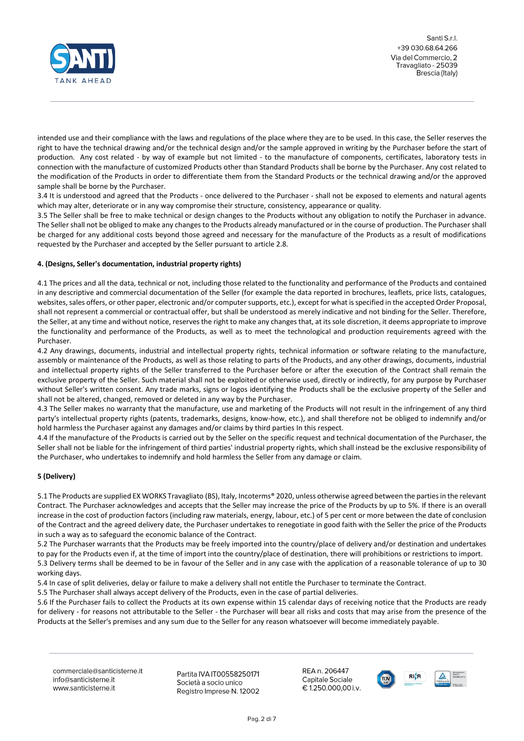intended use and their compliance with the laws and regulations of the place where they are to be used. In this case, the Seller reserves the right to have the technical drawing and/or the technical design and/or the sample approved in writing by the Purchaser before the start of production. Any cost related - by way of example but not limited - to the manufacture of components, certificates, laboratory tests in connection with the manufacture of customized Products other than Standard Products shall be borne by the Purchaser. Any cost related to the modification of the Products in order to differentiate them from the Standard Products or the technical drawing and/or the approved sample shall be borne by the Purchaser.

3.4 It is understood and agreed that the Products - once delivered to the Purchaser - shall not be exposed to elements and natural agents which may alter, deteriorate or in any way compromise their structure, consistency, appearance or quality.

3.5 The Seller shall be free to make technical or design changes to the Products without any obligation to notify the Purchaser in advance. The Seller shall not be obliged to make any changes to the Products already manufactured or in the course of production. The Purchaser shall be charged for any additional costs beyond those agreed and necessary for the manufacture of the Products as a result of modifications requested by the Purchaser and accepted by the Seller pursuant to article 2.8.

**4. (Designs, Seller's documentation, industrial property rights)**

4.1 The prices and all the data, technical or not, including those related to the functionality and performance of the Products and contained in any descriptive and commercial documentation of the Seller (for example the data reported in brochures, leaflets, price lists, catalogues, websites, sales offers, or other paper, electronic and/or computer supports, etc.), except for what is specified in the accepted Order Proposal, shall not represent a commercial or contractual offer, but shall be understood as merely indicative and not binding for the Seller. Therefore, the Seller, at any time and without notice, reserves the right to make any changes that, at its sole discretion, it deems appropriate to improve the functionality and performance of the Products, as well as to meet the technological and production requirements agreed with the Purchaser.

4.2 Any drawings, documents, industrial and intellectual property rights, technical information or software relating to the manufacture, assembly or maintenance of the Products, as well as those relating to parts of the Products, and any other drawings, documents, industrial and intellectual property rights of the Seller transferred to the Purchaser before or after the execution of the Contract shall remain the exclusive property of the Seller. Such material shall not be exploited or otherwise used, directly or indirectly, for any purpose by Purchaser without Seller's written consent. Any trade marks, signs or logos identifying the Products shall be the exclusive property of the Seller and shall not be altered, changed, removed or deleted in any way by the Purchaser.

4.3 The Seller makes no warranty that the manufacture, use and marketing of the Products will not result in the infringement of any third party's intellectual property rights (patents, trademarks, designs, know-how, etc.), and shall therefore not be obliged to indemnify and/or hold harmless the Purchaser against any damages and/or claims by third parties In this respect.

4.4 If the manufacture of the Products is carried out by the Seller on the specific request and technical documentation of the Purchaser, the Seller shall not be liable for the infringement of third parties' industrial property rights, which shall instead be the exclusive responsibility of the Purchaser, who undertakes to indemnify and hold harmless the Seller from any damage or claim.

**5 (Delivery)**

5.1 The Products are supplied EX WORKS Travagliato (BS), Italy, Incoterms® 2020, unless otherwise agreed between the parties in the relevant Contract. The Purchaser acknowledges and accepts that the Seller may increase the price of the Products by up to 5%. If there is an overall increase in the cost of production factors (including raw materials, energy, labour, etc.) of 5 per cent or more between the date of conclusion of the Contract and the agreed delivery date, the Purchaser undertakes to renegotiate in good faith with the Seller the price of the Products in such a way as to safeguard the economic balance of the Contract.

5.2 The Purchaser warrants that the Products may be freely imported into the country/place of delivery and/or destination and undertakes to pay for the Products even if, at the time of import into the country/place of destination, there will prohibitions or restrictions to import.

5.3 Delivery terms shall be deemed to be in favour of the Seller and in any case with the application of a reasonable tolerance of up to 30 working days.

5.4 In case of split deliveries, delay or failure to make a delivery shall not entitle the Purchaser to terminate the Contract.

5.5 The Purchaser shall always accept delivery of the Products, even in the case of partial deliveries.

5.6 If the Purchaser fails to collect the Products at its own expense within 15 calendar days of receiving notice that the Products are ready for delivery - for reasons not attributable to the Seller - the Purchaser will bear all risks and costs that may arise from the presence of the Products at the Seller's premises and any sum due to the Seller for any reason whatsoever will become immediately payable.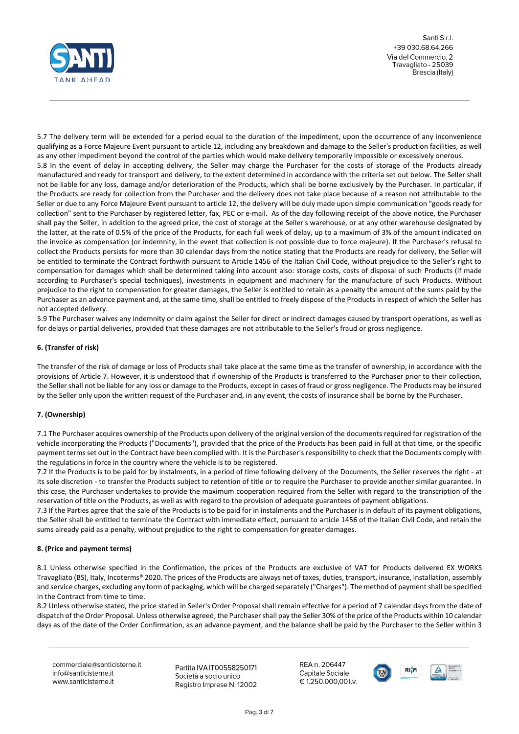5.7 The delivery term will be extended for a period equal to the duration of the impediment, upon the occurrence of any inconvenience qualifying as a Force Majeure Event pursuant to article 12, including any breakdown and damage to the Seller's production facilities, as well as any other impediment beyond the control of the parties which would make delivery temporarily impossible or excessively onerous.

5.8 In the event of delay in accepting delivery, the Seller may charge the Purchaser for the costs of storage of the Products already manufactured and ready for transport and delivery, to the extent determined in accordance with the criteria set out below. The Seller shall not be liable for any loss, damage and/or deterioration of the Products, which shall be borne exclusively by the Purchaser. In particular, if the Products are ready for collection from the Purchaser and the delivery does not take place because of a reason not attributable to the Seller or due to any Force Majeure Event pursuant to article 12, the delivery will be duly made upon simple communication "goods ready for collection" sent to the Purchaser by registered letter, fax, PEC or e-mail. As of the day following receipt of the above notice, the Purchaser shall pay the Seller, in addition to the agreed price, the cost of storage at the Seller's warehouse, or at any other warehouse designated by the latter, at the rate of 0.5% of the price of the Products, for each full week of delay, up to a maximum of 3% of the amount indicated on the invoice as compensation (or indemnity, in the event that collection is not possible due to force majeure). If the Purchaser's refusal to collect the Products persists for more than 30 calendar days from the notice stating that the Products are ready for delivery, the Seller will be entitled to terminate the Contract forthwith pursuant to Article 1456 of the Italian Civil Code, without prejudice to the Seller's right to compensation for damages which shall be determined taking into account also: storage costs, costs of disposal of such Products (if made according to Purchaser's special techniques), investments in equipment and machinery for the manufacture of such Products. Without prejudice to the right to compensation for greater damages, the Seller is entitled to retain as a penalty the amount of the sums paid by the Purchaser as an advance payment and, at the same time, shall be entitled to freely dispose of the Products in respect of which the Seller has not accepted delivery.

5.9 The Purchaser waives any indemnity or claim against the Seller for direct or indirect damages caused by transport operations, as well as for delays or partial deliveries, provided that these damages are not attributable to the Seller's fraud or gross negligence.

**6. (Transfer of risk)**

The transfer of the risk of damage or loss of Products shall take place at the same time as the transfer of ownership, in accordance with the provisions of Article 7. However, it is understood that if ownership of the Products is transferred to the Purchaser prior to their collection, the Seller shall not be liable for any loss or damage to the Products, except in cases of fraud or gross negligence. The Products may be insured by the Seller only upon the written request of the Purchaser and, in any event, the costs of insurance shall be borne by the Purchaser.

**7. (Ownership)**

7.1 The Purchaser acquires ownership of the Products upon delivery of the original version of the documents required for registration of the vehicle incorporating the Products ("Documents"), provided that the price of the Products has been paid in full at that time, or the specific payment terms set out in the Contract have been complied with. It is the Purchaser's responsibility to check that the Documents comply with the regulations in force in the country where the vehicle is to be registered.

7.2 If the Products is to be paid for by instalments, in a period of time following delivery of the Documents, the Seller reserves the right - at its sole discretion - to transfer the Products subject to retention of title or to require the Purchaser to provide another similar guarantee. In this case, the Purchaser undertakes to provide the maximum cooperation required from the Seller with regard to the transcription of the reservation of title on the Products, as well as with regard to the provision of adequate guarantees of payment obligations.

7.3 If the Parties agree that the sale of the Products is to be paid for in instalments and the Purchaser is in default of its payment obligations, the Seller shall be entitled to terminate the Contract with immediate effect, pursuant to article 1456 of the Italian Civil Code, and retain the sums already paid as a penalty, without prejudice to the right to compensation for greater damages.

**8. (Price and payment terms)**

8.1 Unless otherwise specified in the Confirmation, the prices of the Products are exclusive of VAT for Products delivered EX WORKS Travagliato (BS), Italy, Incoterms® 2020. The prices of the Products are always net of taxes, duties, transport, insurance, installation, assembly and service charges, excluding any form of packaging, which will be charged separately ("Charges"). The method of payment shall be specified in the Contract from time to time.

8.2 Unless otherwise stated, the price stated in Seller's Order Proposal shall remain effective for a period of 7 calendar days from the date of dispatch of the Order Proposal. Unless otherwise agreed, the Purchaser shall pay the Seller 30% of the price of the Products within 10 calendar days as of the date of the Order Confirmation, as an advance payment, and the balance shall be paid by the Purchaser to the Seller within 3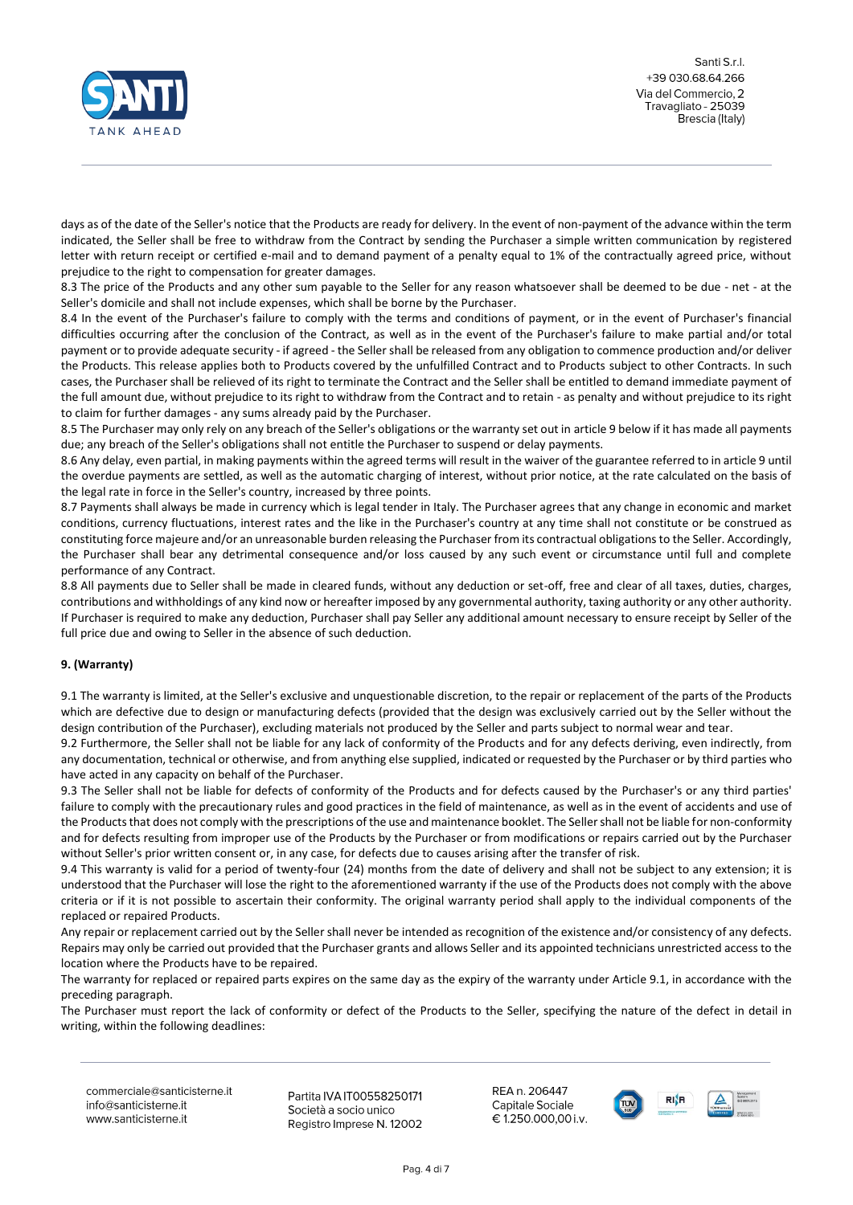days as of the date of the Seller's notice that the Products are ready for delivery. In the event of non-payment of the advance within the term indicated, the Seller shall be free to withdraw from the Contract by sending the Purchaser a simple written communication by registered letter with return receipt or certified e-mail and to demand payment of a penalty equal to 1% of the contractually agreed price, without prejudice to the right to compensation for greater damages.

8.3 The price of the Products and any other sum payable to the Seller for any reason whatsoever shall be deemed to be due - net - at the Seller's domicile and shall not include expenses, which shall be borne by the Purchaser.

8.4 In the event of the Purchaser's failure to comply with the terms and conditions of payment, or in the event of Purchaser's financial difficulties occurring after the conclusion of the Contract, as well as in the event of the Purchaser's failure to make partial and/or total payment or to provide adequate security - if agreed - the Seller shall be released from any obligation to commence production and/or deliver the Products. This release applies both to Products covered by the unfulfilled Contract and to Products subject to other Contracts. In such cases, the Purchaser shall be relieved of its right to terminate the Contract and the Seller shall be entitled to demand immediate payment of the full amount due, without prejudice to its right to withdraw from the Contract and to retain - as penalty and without prejudice to its right to claim for further damages - any sums already paid by the Purchaser.

8.5 The Purchaser may only rely on any breach of the Seller's obligations or the warranty set out in article 9 below if it has made all payments due; any breach of the Seller's obligations shall not entitle the Purchaser to suspend or delay payments.

8.6 Any delay, even partial, in making payments within the agreed terms will result in the waiver of the guarantee referred to in article 9 until the overdue payments are settled, as well as the automatic charging of interest, without prior notice, at the rate calculated on the basis of the legal rate in force in the Seller's country, increased by three points.

8.7 Payments shall always be made in currency which is legal tender in Italy. The Purchaser agrees that any change in economic and market conditions, currency fluctuations, interest rates and the like in the Purchaser's country at any time shall not constitute or be construed as constituting force majeure and/or an unreasonable burden releasing the Purchaser from its contractual obligations to the Seller. Accordingly, the Purchaser shall bear any detrimental consequence and/or loss caused by any such event or circumstance until full and complete performance of any Contract.

8.8 All payments due to Seller shall be made in cleared funds, without any deduction or set-off, free and clear of all taxes, duties, charges, contributions and withholdings of any kind now or hereafter imposed by any governmental authority, taxing authority or any other authority. If Purchaser is required to make any deduction, Purchaser shall pay Seller any additional amount necessary to ensure receipt by Seller of the full price due and owing to Seller in the absence of such deduction.

**9. (Warranty)**

9.1 The warranty is limited, at the Seller's exclusive and unquestionable discretion, to the repair or replacement of the parts of the Products which are defective due to design or manufacturing defects (provided that the design was exclusively carried out by the Seller without the design contribution of the Purchaser), excluding materials not produced by the Seller and parts subject to normal wear and tear.

9.2 Furthermore, the Seller shall not be liable for any lack of conformity of the Products and for any defects deriving, even indirectly, from any documentation, technical or otherwise, and from anything else supplied, indicated or requested by the Purchaser or by third parties who have acted in any capacity on behalf of the Purchaser.

9.3 The Seller shall not be liable for defects of conformity of the Products and for defects caused by the Purchaser's or any third parties' failure to comply with the precautionary rules and good practices in the field of maintenance, as well as in the event of accidents and use of the Products that does not comply with the prescriptions of the use and maintenance booklet. The Seller shall not be liable for non-conformity and for defects resulting from improper use of the Products by the Purchaser or from modifications or repairs carried out by the Purchaser without Seller's prior written consent or, in any case, for defects due to causes arising after the transfer of risk.

9.4 This warranty is valid for a period of twenty-four (24) months from the date of delivery and shall not be subject to any extension; it is understood that the Purchaser will lose the right to the aforementioned warranty if the use of the Products does not comply with the above criteria or if it is not possible to ascertain their conformity. The original warranty period shall apply to the individual components of the replaced or repaired Products.

Any repair or replacement carried out by the Seller shall never be intended as recognition of the existence and/or consistency of any defects. Repairs may only be carried out provided that the Purchaser grants and allows Seller and its appointed technicians unrestricted access to the location where the Products have to be repaired.

The warranty for replaced or repaired parts expires on the same day as the expiry of the warranty under Article 9.1, in accordance with the preceding paragraph.

The Purchaser must report the lack of conformity or defect of the Products to the Seller, specifying the nature of the defect in detail in writing, within the following deadlines: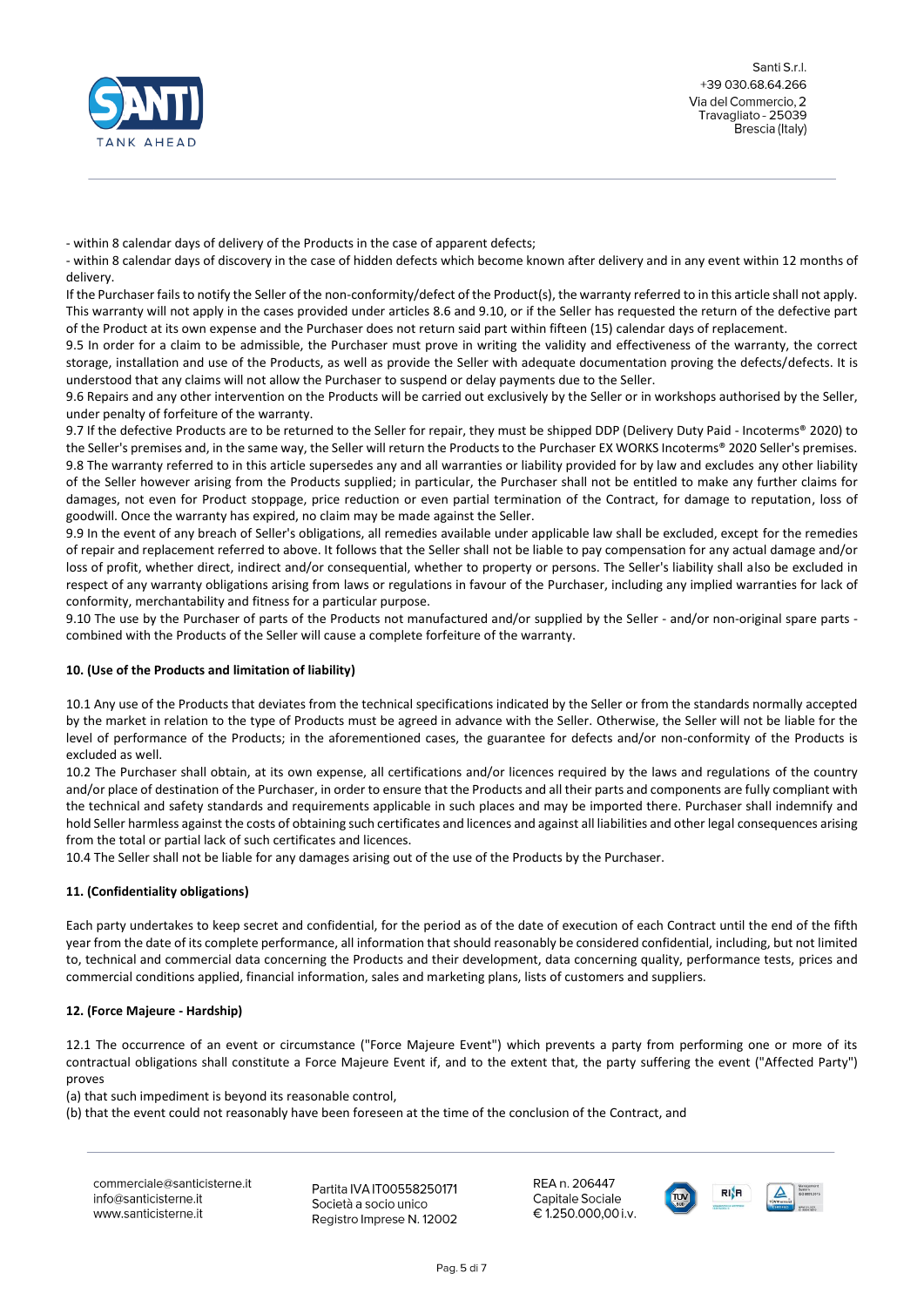- within 8 calendar days of delivery of the Products in the case of apparent defects;

- within 8 calendar days of discovery in the case of hidden defects which become known after delivery and in any event within 12 months of delivery.

If the Purchaser fails to notify the Seller of the non-conformity/defect of the Product(s), the warranty referred to in this article shall not apply. This warranty will not apply in the cases provided under articles 8.6 and 9.10, or if the Seller has requested the return of the defective part of the Product at its own expense and the Purchaser does not return said part within fifteen (15) calendar days of replacement.

9.5 In order for a claim to be admissible, the Purchaser must prove in writing the validity and effectiveness of the warranty, the correct storage, installation and use of the Products, as well as provide the Seller with adequate documentation proving the defects/defects. It is understood that any claims will not allow the Purchaser to suspend or delay payments due to the Seller.

9.6 Repairs and any other intervention on the Products will be carried out exclusively by the Seller or in workshops authorised by the Seller, under penalty of forfeiture of the warranty.

9.7 If the defective Products are to be returned to the Seller for repair, they must be shipped DDP (Delivery Duty Paid - Incoterms® 2020) to the Seller's premises and, in the same way, the Seller will return the Products to the Purchaser EX WORKS Incoterms® 2020 Seller's premises.

9.8 The warranty referred to in this article supersedes any and all warranties or liability provided for by law and excludes any other liability of the Seller however arising from the Products supplied; in particular, the Purchaser shall not be entitled to make any further claims for damages, not even for Product stoppage, price reduction or even partial termination of the Contract, for damage to reputation, loss of goodwill. Once the warranty has expired, no claim may be made against the Seller.

9.9 In the event of any breach of Seller's obligations, all remedies available under applicable law shall be excluded, except for the remedies of repair and replacement referred to above. It follows that the Seller shall not be liable to pay compensation for any actual damage and/or loss of profit, whether direct, indirect and/or consequential, whether to property or persons. The Seller's liability shall also be excluded in respect of any warranty obligations arising from laws or regulations in favour of the Purchaser, including any implied warranties for lack of conformity, merchantability and fitness for a particular purpose.

9.10 The use by the Purchaser of parts of the Products not manufactured and/or supplied by the Seller - and/or non-original spare parts - combined with the Products of the Seller will cause a complete forfeiture of the warranty.

**10. (Use of the Products and limitation of liability)**

10.1 Any use of the Products that deviates from the technical specifications indicated by the Seller or from the standards normally accepted by the market in relation to the type of Products must be agreed in advance with the Seller. Otherwise, the Seller will not be liable for the level of performance of the Products; in the aforementioned cases, the guarantee for defects and/or non-conformity of the Products is excluded as well.

10.2 The Purchaser shall obtain, at its own expense, all certifications and/or licences required by the laws and regulations of the country and/or place of destination of the Purchaser, in order to ensure that the Products and all their parts and components are fully compliant with the technical and safety standards and requirements applicable in such places and may be imported there. Purchaser shall indemnify and hold Seller harmless against the costs of obtaining such certificates and licences and against all liabilities and other legal consequences arising from the total or partial lack of such certificates and licences.

10.4 The Seller shall not be liable for any damages arising out of the use of the Products by the Purchaser.

**11. (Confidentiality obligations)**

Each party undertakes to keep secret and confidential, for the period as of the date of execution of each Contract until the end of the fifth year from the date of its complete performance, all information that should reasonably be considered confidential, including, but not limited to, technical and commercial data concerning the Products and their development, data concerning quality, performance tests, prices and commercial conditions applied, financial information, sales and marketing plans, lists of customers and suppliers.

**12. (Force Majeure - Hardship)**

12.1 The occurrence of an event or circumstance ("Force Majeure Event") which prevents a party from performing one or more of its contractual obligations shall constitute a Force Majeure Event if, and to the extent that, the party suffering the event ("Affected Party") proves

(a) that such impediment is beyond its reasonable control,

(b) that the event could not reasonably have been foreseen at the time of the conclusion of the Contract, and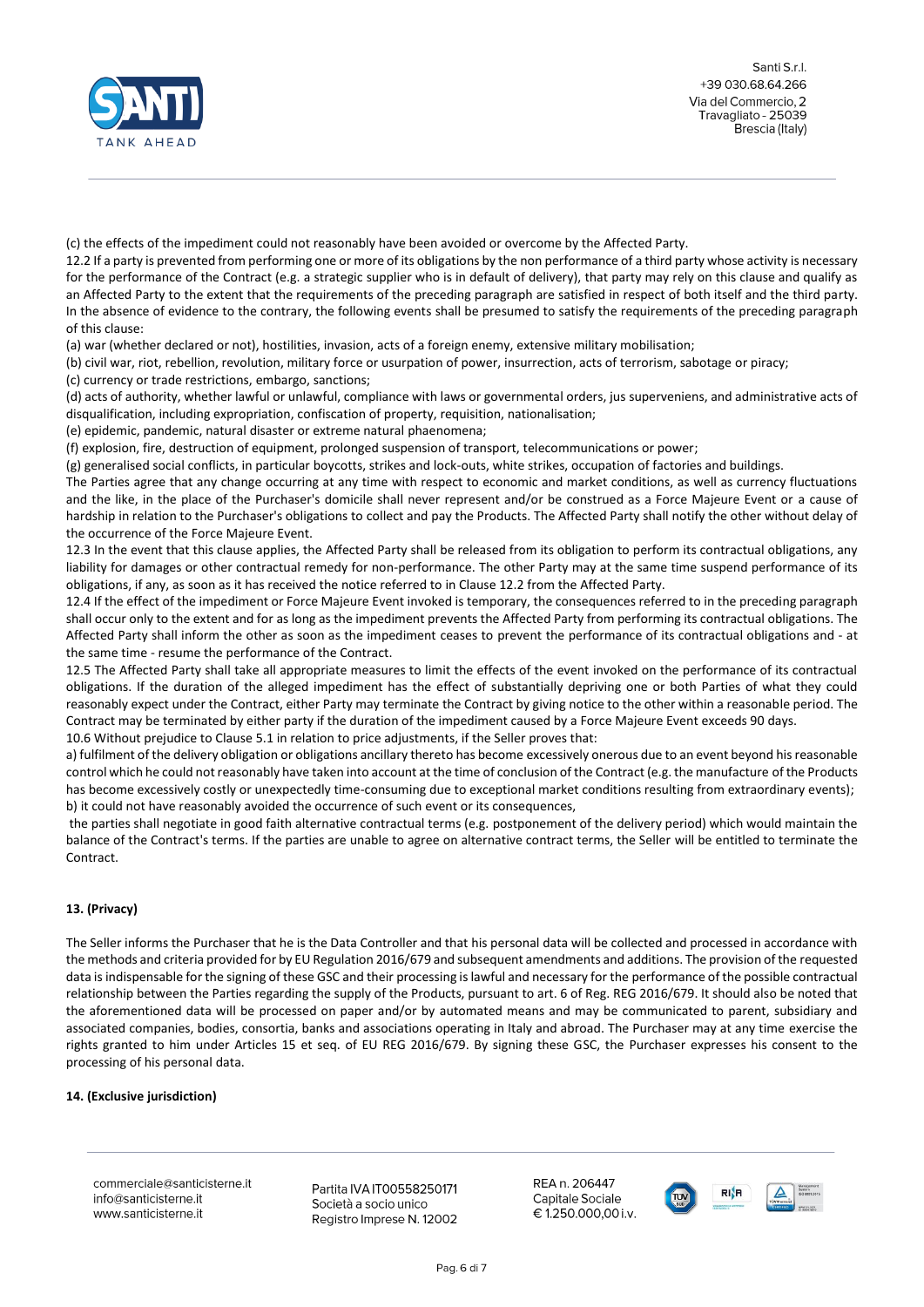(c) the effects of the impediment could not reasonably have been avoided or overcome by the Affected Party.

12.2 If a party is prevented from performing one or more of its obligations by the non performance of a third party whose activity is necessary for the performance of the Contract (e.g. a strategic supplier who is in default of delivery), that party may rely on this clause and qualify as an Affected Party to the extent that the requirements of the preceding paragraph are satisfied in respect of both itself and the third party. In the absence of evidence to the contrary, the following events shall be presumed to satisfy the requirements of the preceding paragraph of this clause:

(a) war (whether declared or not), hostilities, invasion, acts of a foreign enemy, extensive military mobilisation;

(b) civil war, riot, rebellion, revolution, military force or usurpation of power, insurrection, acts of terrorism, sabotage or piracy;

(c) currency or trade restrictions, embargo, sanctions;

(d) acts of authority, whether lawful or unlawful, compliance with laws or governmental orders, jus superveniens, and administrative acts of disqualification, including expropriation, confiscation of property, requisition, nationalisation;

(e) epidemic, pandemic, natural disaster or extreme natural phaenomena;

(f) explosion, fire, destruction of equipment, prolonged suspension of transport, telecommunications or power;

(g) generalised social conflicts, in particular boycotts, strikes and lock-outs, white strikes, occupation of factories and buildings.

The Parties agree that any change occurring at any time with respect to economic and market conditions, as well as currency fluctuations and the like, in the place of the Purchaser's domicile shall never represent and/or be construed as a Force Majeure Event or a cause of hardship in relation to the Purchaser's obligations to collect and pay the Products. The Affected Party shall notify the other without delay of the occurrence of the Force Majeure Event.

12.3 In the event that this clause applies, the Affected Party shall be released from its obligation to perform its contractual obligations, any liability for damages or other contractual remedy for non-performance. The other Party may at the same time suspend performance of its obligations, if any, as soon as it has received the notice referred to in Clause 12.2 from the Affected Party.

12.4 If the effect of the impediment or Force Majeure Event invoked is temporary, the consequences referred to in the preceding paragraph shall occur only to the extent and for as long as the impediment prevents the Affected Party from performing its contractual obligations. The Affected Party shall inform the other as soon as the impediment ceases to prevent the performance of its contractual obligations and - at the same time - resume the performance of the Contract.

12.5 The Affected Party shall take all appropriate measures to limit the effects of the event invoked on the performance of its contractual obligations. If the duration of the alleged impediment has the effect of substantially depriving one or both Parties of what they could reasonably expect under the Contract, either Party may terminate the Contract by giving notice to the other within a reasonable period. The Contract may be terminated by either party if the duration of the impediment caused by a Force Majeure Event exceeds 90 days.

10.6 Without prejudice to Clause 5.1 in relation to price adjustments, if the Seller proves that:

a) fulfilment of the delivery obligation or obligations ancillary thereto has become excessively onerous due to an event beyond his reasonable control which he could not reasonably have taken into account at the time of conclusion of the Contract (e.g. the manufacture of the Products has become excessively costly or unexpectedly time-consuming due to exceptional market conditions resulting from extraordinary events);

b) it could not have reasonably avoided the occurrence of such event or its consequences,

the parties shall negotiate in good faith alternative contractual terms (e.g. postponement of the delivery period) which would maintain the balance of the Contract's terms. If the parties are unable to agree on alternative contract terms, the Seller will be entitled to terminate the Contract.

**13. (Privacy)**

The Seller informs the Purchaser that he is the Data Controller and that his personal data will be collected and processed in accordance with the methods and criteria provided for by EU Regulation 2016/679 and subsequent amendments and additions. The provision of the requested data is indispensable for the signing of these GSC and their processing is lawful and necessary for the performance of the possible contractual relationship between the Parties regarding the supply of the Products, pursuant to art. 6 of Reg. REG 2016/679. It should also be noted that the aforementioned data will be processed on paper and/or by automated means and may be communicated to parent, subsidiary and associated companies, bodies, consortia, banks and associations operating in Italy and abroad. The Purchaser may at any time exercise the rights granted to him under Articles 15 et seq. of EU REG 2016/679. By signing these GSC, the Purchaser expresses his consent to the processing of his personal data.

**14. (Exclusive jurisdiction)**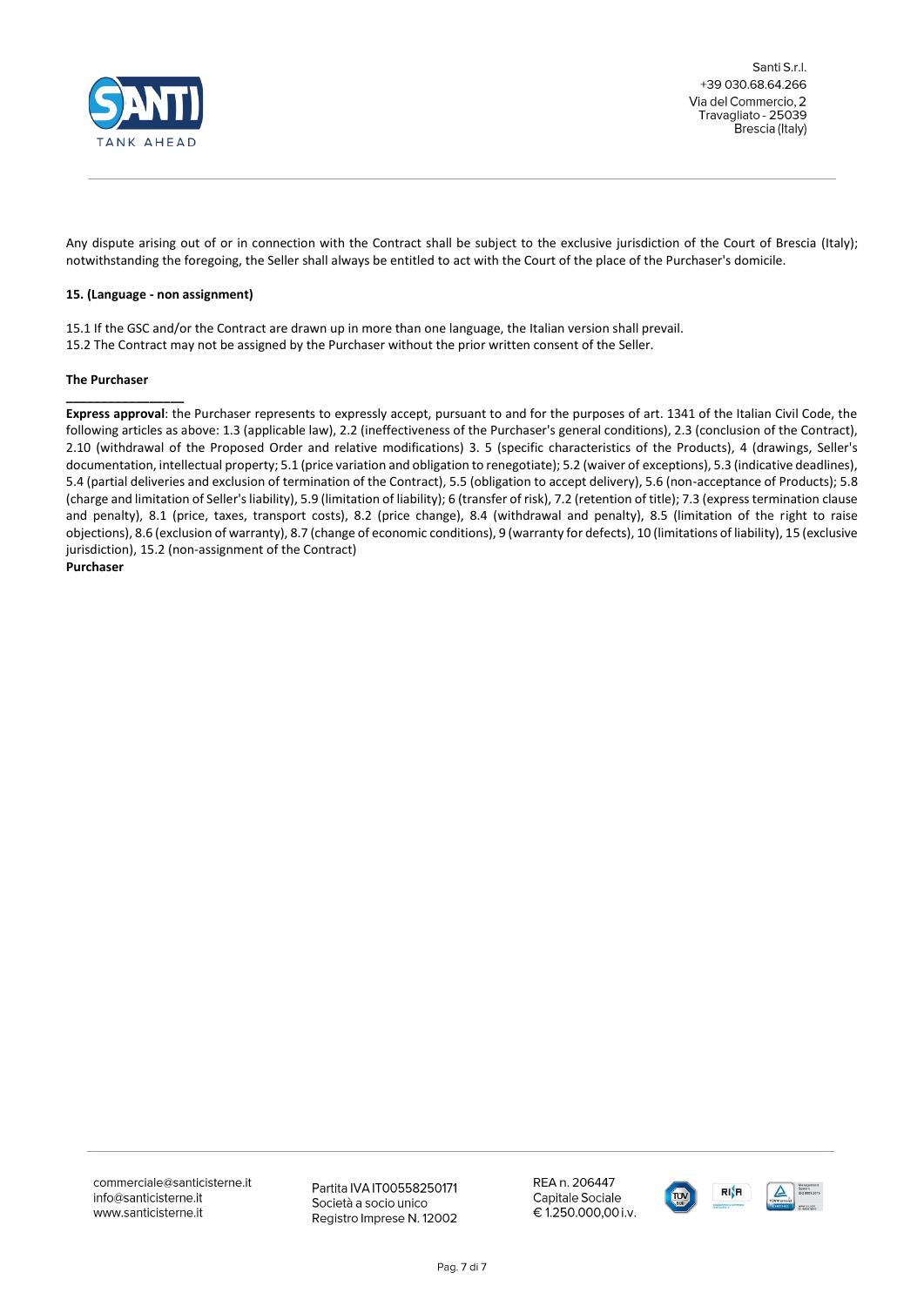Any dispute arising out of or in connection with the Contract shall be subject to the exclusive jurisdiction of the Court of Brescia (Italy); notwithstanding the foregoing, the Seller shall always be entitled to act with the Court of the place of the Purchaser's domicile.

**15. (Language - non assignment)**

15.1 If the GSC and/or the Contract are drawn up in more than one language, the Italian version shall prevail.
15.2 The Contract may not be assigned by the Purchaser without the prior written consent of the Seller.

**The Purchaser**

________________

**Express approval**: the Purchaser represents to expressly accept, pursuant to and for the purposes of art. 1341 of the Italian Civil Code, the following articles as above: 1.3 (applicable law), 2.2 (ineffectiveness of the Purchaser's general conditions), 2.3 (conclusion of the Contract), 2.10 (withdrawal of the Proposed Order and relative modifications) 3. 5 (specific characteristics of the Products), 4 (drawings, Seller's documentation, intellectual property; 5.1 (price variation and obligation to renegotiate); 5.2 (waiver of exceptions), 5.3 (indicative deadlines), 5.4 (partial deliveries and exclusion of termination of the Contract), 5.5 (obligation to accept delivery), 5.6 (non-acceptance of Products); 5.8 (charge and limitation of Seller's liability), 5.9 (limitation of liability); 6 (transfer of risk), 7.2 (retention of title); 7.3 (express termination clause and penalty), 8.1 (price, taxes, transport costs), 8.2 (price change), 8.4 (withdrawal and penalty), 8.5 (limitation of the right to raise objections), 8.6 (exclusion of warranty), 8.7 (change of economic conditions), 9 (warranty for defects), 10 (limitations of liability), 15 (exclusive jurisdiction), 15.2 (non-assignment of the Contract)
**Purchaser**